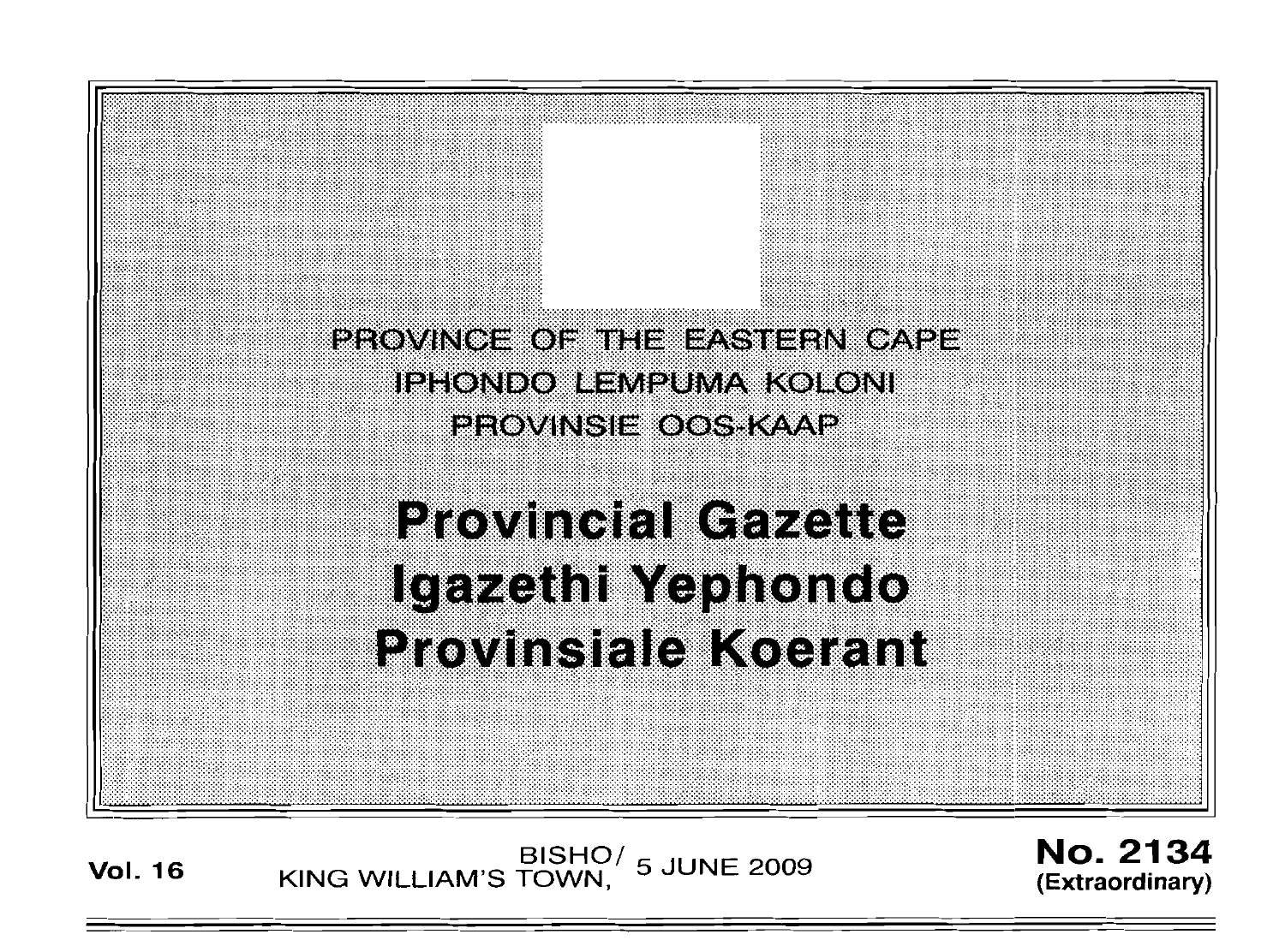PROVINCE OF THE EASTERN CAPE

IPHONDO LEMPUMA KOLONI

PROVINSIE OOS-KAAP

# Provincial Gazette
# Igazethi Yephondo
# Provinsiale Koerant

**Vol. 16** BISHO/ KING WILLIAM'S TOWN, 5 JUNE 2009 **No. 2134 (Extraordinary)**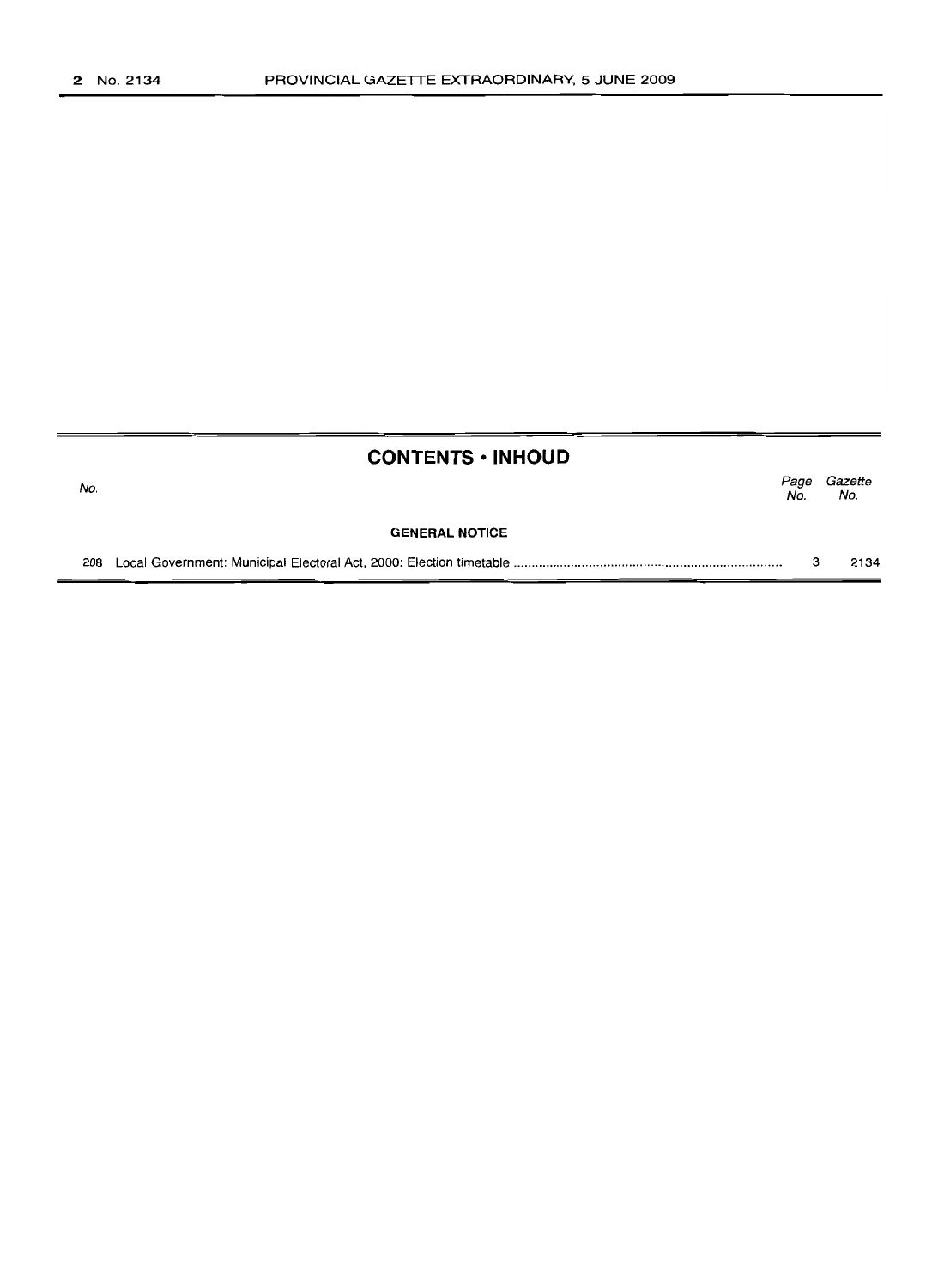## CONTENTS • INHOUD

| No. | | Page No. | Gazette No. |
|---|---|---|---|
| | **GENERAL NOTICE** | | |
| 208 | Local Government: Municipal Electoral Act, 2000: Election timetable | 3 | 2134 |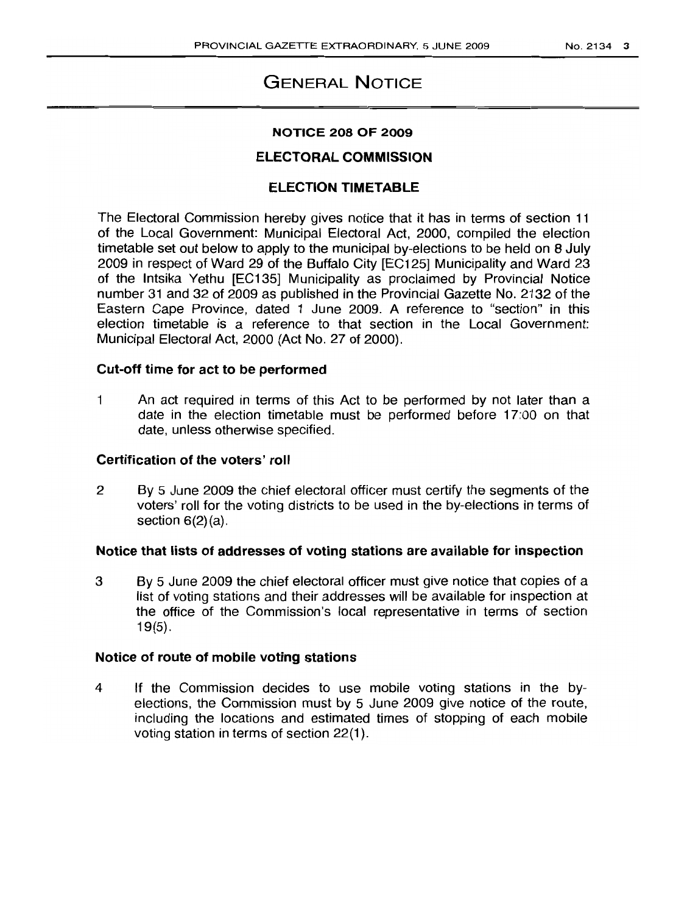# GENERAL NOTICE

## NOTICE 208 OF 2009

## ELECTORAL COMMISSION

## ELECTION TIMETABLE

The Electoral Commission hereby gives notice that it has in terms of section 11 of the Local Government: Municipal Electoral Act, 2000, compiled the election timetable set out below to apply to the municipal by-elections to be held on 8 July 2009 in respect of Ward 29 of the Buffalo City [EC125] Municipality and Ward 23 of the Intsika Yethu [EC135] Municipality as proclaimed by Provincial Notice number 31 and 32 of 2009 as published in the Provincial Gazette No. 2132 of the Eastern Cape Province, dated 1 June 2009. A reference to "section" in this election timetable is a reference to that section in the Local Government: Municipal Electoral Act, 2000 (Act No. 27 of 2000).

### Cut-off time for act to be performed

1 An act required in terms of this Act to be performed by not later than a date in the election timetable must be performed before 17:00 on that date, unless otherwise specified.

### Certification of the voters' roll

2 By 5 June 2009 the chief electoral officer must certify the segments of the voters' roll for the voting districts to be used in the by-elections in terms of section 6(2)(a).

### Notice that lists of addresses of voting stations are available for inspection

3 By 5 June 2009 the chief electoral officer must give notice that copies of a list of voting stations and their addresses will be available for inspection at the office of the Commission's local representative in terms of section 19(5).

### Notice of route of mobile voting stations

4 If the Commission decides to use mobile voting stations in the by-elections, the Commission must by 5 June 2009 give notice of the route, including the locations and estimated times of stopping of each mobile voting station in terms of section 22(1).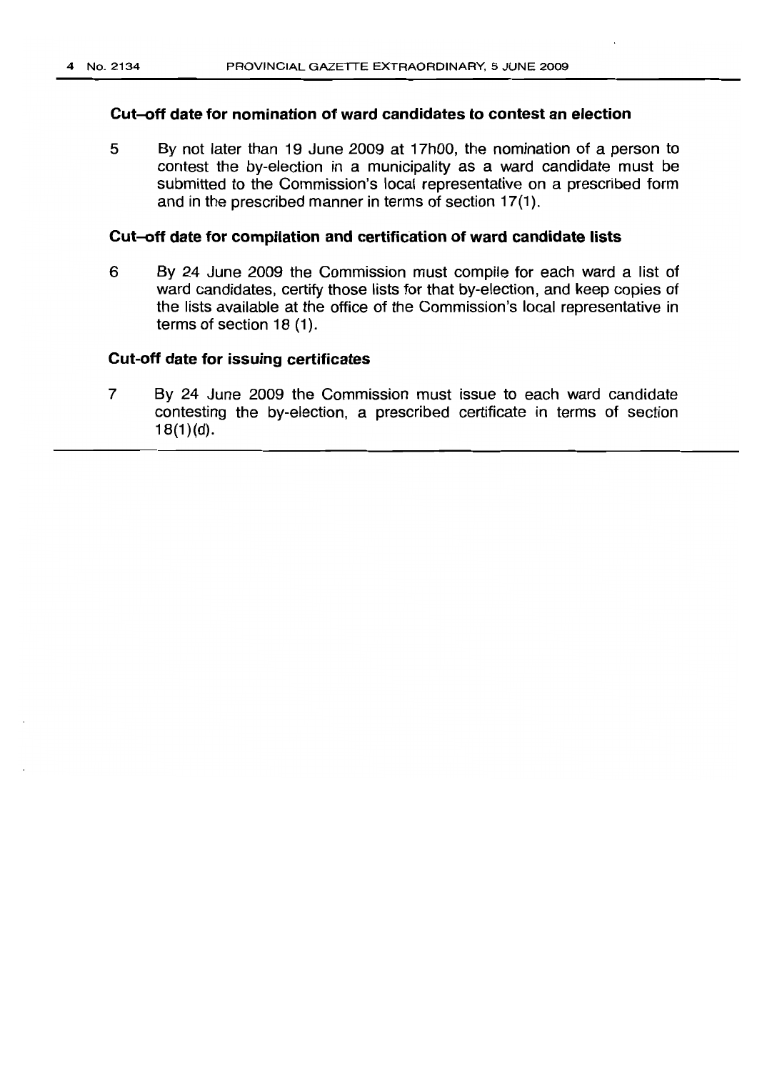### Cut–off date for nomination of ward candidates to contest an election

5 By not later than 19 June 2009 at 17h00, the nomination of a person to contest the by-election in a municipality as a ward candidate must be submitted to the Commission's local representative on a prescribed form and in the prescribed manner in terms of section 17(1).

### Cut–off date for compilation and certification of ward candidate lists

6 By 24 June 2009 the Commission must compile for each ward a list of ward candidates, certify those lists for that by-election, and keep copies of the lists available at the office of the Commission's local representative in terms of section 18 (1).

### Cut-off date for issuing certificates

7 By 24 June 2009 the Commission must issue to each ward candidate contesting the by-election, a prescribed certificate in terms of section 18(1)(d).